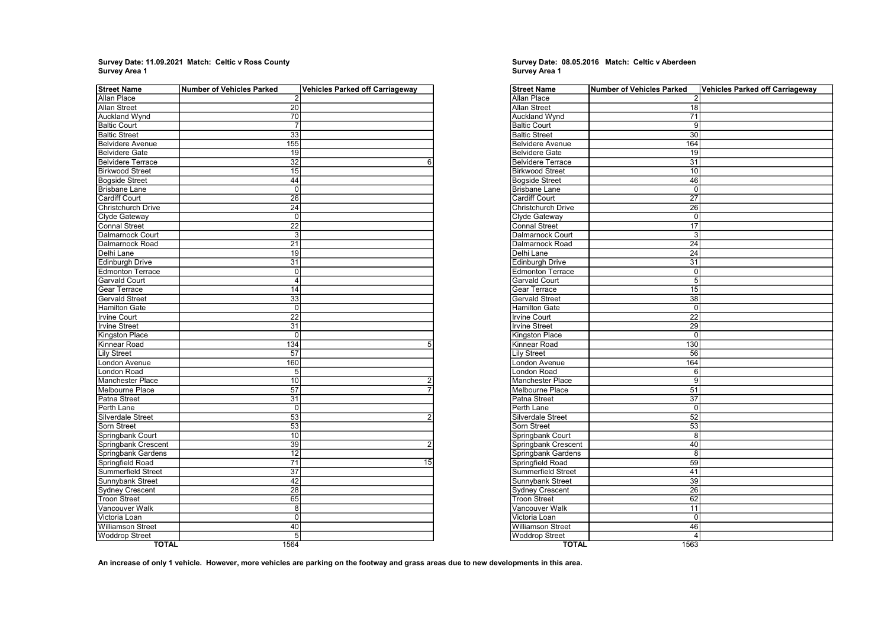**Survey Date: 11.09.2021 Match: Celtic v Ross County**
**Survey Area 1**

| Street Name | Number of Vehicles Parked | Vehicles Parked off Carriageway |
|---|---|---|
| Allan Place | 2 | |
| Allan Street | 20 | |
| Auckland Wynd | 70 | |
| Baltic Court | 7 | |
| Baltic Street | 33 | |
| Belvidere Avenue | 155 | |
| Belvidere Gate | 19 | |
| Belvidere Terrace | 32 | 6 |
| Birkwood Street | 15 | |
| Bogside Street | 44 | |
| Brisbane Lane | 0 | |
| Cardiff Court | 26 | |
| Christchurch Drive | 24 | |
| Clyde Gateway | 0 | |
| Connal Street | 22 | |
| Dalmarnock Court | 3 | |
| Dalmarnock Road | 21 | |
| Delhi Lane | 19 | |
| Edinburgh Drive | 31 | |
| Edmonton Terrace | 0 | |
| Garvald Court | 4 | |
| Gear Terrace | 14 | |
| Gervald Street | 33 | |
| Hamilton Gate | 0 | |
| Irvine Court | 22 | |
| Irvine Street | 31 | |
| Kingston Place | 0 | |
| Kinnear Road | 134 | 5 |
| Lily Street | 57 | |
| London Avenue | 160 | |
| London Road | 5 | |
| Manchester Place | 10 | 2 |
| Melbourne Place | 57 | 7 |
| Patna Street | 31 | |
| Perth Lane | 0 | |
| Silverdale Street | 53 | 2 |
| Sorn Street | 53 | |
| Springbank Court | 10 | |
| Springbank Crescent | 39 | 2 |
| Springbank Gardens | 12 | |
| Springfield Road | 71 | 15 |
| Summerfield Street | 37 | |
| Sunnybank Street | 42 | |
| Sydney Crescent | 28 | |
| Troon Street | 65 | |
| Vancouver Walk | 8 | |
| Victoria Loan | 0 | |
| Williamson Street | 40 | |
| Woddrop Street | 5 | |
| **TOTAL** | 1564 | |

**Survey Date: 08.05.2016 Match: Celtic v Aberdeen**
**Survey Area 1**

| Street Name | Number of Vehicles Parked | Vehicles Parked off Carriageway |
|---|---|---|
| Allan Place | 2 | |
| Allan Street | 18 | |
| Auckland Wynd | 71 | |
| Baltic Court | 9 | |
| Baltic Street | 30 | |
| Belvidere Avenue | 164 | |
| Belvidere Gate | 19 | |
| Belvidere Terrace | 31 | |
| Birkwood Street | 10 | |
| Bogside Street | 46 | |
| Brisbane Lane | 0 | |
| Cardiff Court | 27 | |
| Christchurch Drive | 26 | |
| Clyde Gateway | 0 | |
| Connal Street | 17 | |
| Dalmarnock Court | 3 | |
| Dalmarnock Road | 24 | |
| Delhi Lane | 24 | |
| Edinburgh Drive | 31 | |
| Edmonton Terrace | 0 | |
| Garvald Court | 5 | |
| Gear Terrace | 15 | |
| Gervald Street | 38 | |
| Hamilton Gate | 0 | |
| Irvine Court | 22 | |
| Irvine Street | 29 | |
| Kingston Place | 0 | |
| Kinnear Road | 130 | |
| Lily Street | 56 | |
| London Avenue | 164 | |
| London Road | 6 | |
| Manchester Place | 9 | |
| Melbourne Place | 51 | |
| Patna Street | 37 | |
| Perth Lane | 0 | |
| Silverdale Street | 52 | |
| Sorn Street | 53 | |
| Springbank Court | 8 | |
| Springbank Crescent | 40 | |
| Springbank Gardens | 8 | |
| Springfield Road | 59 | |
| Summerfield Street | 41 | |
| Sunnybank Street | 39 | |
| Sydney Crescent | 26 | |
| Troon Street | 62 | |
| Vancouver Walk | 11 | |
| Victoria Loan | 0 | |
| Williamson Street | 46 | |
| Woddrop Street | 4 | |
| **TOTAL** | 1563 | |

**An increase of only 1 vehicle. However, more vehicles are parking on the footway and grass areas due to new developments in this area.**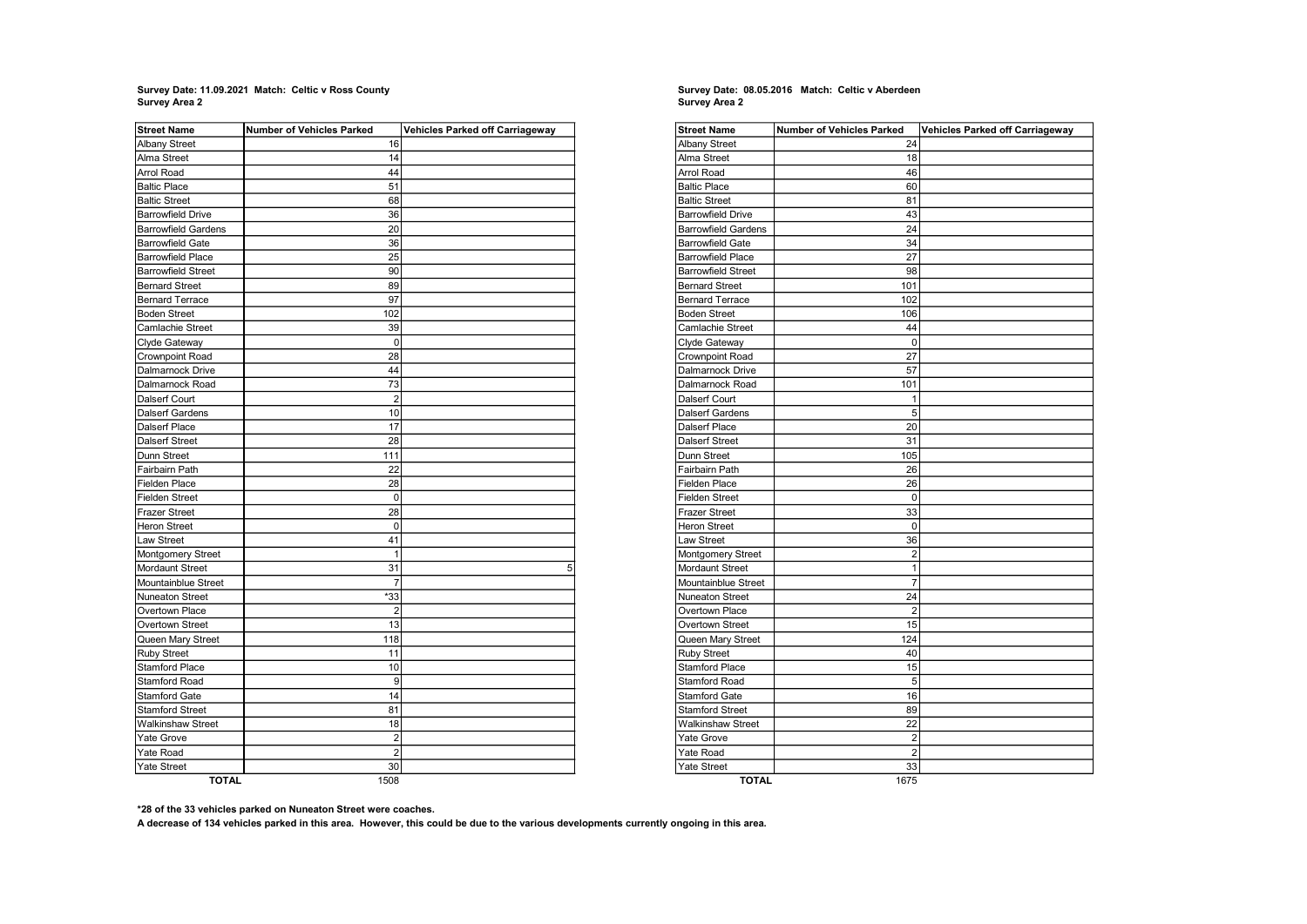**Survey Date: 11.09.2021 Match: Celtic v Ross County**
**Survey Area 2**

| Street Name | Number of Vehicles Parked | Vehicles Parked off Carriageway |
|---|---|---|
| Albany Street | 16 | |
| Alma Street | 14 | |
| Arrol Road | 44 | |
| Baltic Place | 51 | |
| Baltic Street | 68 | |
| Barrowfield Drive | 36 | |
| Barrowfield Gardens | 20 | |
| Barrowfield Gate | 36 | |
| Barrowfield Place | 25 | |
| Barrowfield Street | 90 | |
| Bernard Street | 89 | |
| Bernard Terrace | 97 | |
| Boden Street | 102 | |
| Camlachie Street | 39 | |
| Clyde Gateway | 0 | |
| Crownpoint Road | 28 | |
| Dalmarnock Drive | 44 | |
| Dalmarnock Road | 73 | |
| Dalserf Court | 2 | |
| Dalserf Gardens | 10 | |
| Dalserf Place | 17 | |
| Dalserf Street | 28 | |
| Dunn Street | 111 | |
| Fairbairn Path | 22 | |
| Fielden Place | 28 | |
| Fielden Street | 0 | |
| Frazer Street | 28 | |
| Heron Street | 0 | |
| Law Street | 41 | |
| Montgomery Street | 1 | |
| Mordaunt Street | 31 | 5 |
| Mountainblue Street | 7 | |
| Nuneaton Street | *33 | |
| Overtown Place | 2 | |
| Overtown Street | 13 | |
| Queen Mary Street | 118 | |
| Ruby Street | 11 | |
| Stamford Place | 10 | |
| Stamford Road | 9 | |
| Stamford Gate | 14 | |
| Stamford Street | 81 | |
| Walkinshaw Street | 18 | |
| Yate Grove | 2 | |
| Yate Road | 2 | |
| Yate Street | 30 | |
| **TOTAL** | 1508 | |

**Survey Date: 08.05.2016 Match: Celtic v Aberdeen**
**Survey Area 2**

| Street Name | Number of Vehicles Parked | Vehicles Parked off Carriageway |
|---|---|---|
| Albany Street | 24 | |
| Alma Street | 18 | |
| Arrol Road | 46 | |
| Baltic Place | 60 | |
| Baltic Street | 81 | |
| Barrowfield Drive | 43 | |
| Barrowfield Gardens | 24 | |
| Barrowfield Gate | 34 | |
| Barrowfield Place | 27 | |
| Barrowfield Street | 98 | |
| Bernard Street | 101 | |
| Bernard Terrace | 102 | |
| Boden Street | 106 | |
| Camlachie Street | 44 | |
| Clyde Gateway | 0 | |
| Crownpoint Road | 27 | |
| Dalmarnock Drive | 57 | |
| Dalmarnock Road | 101 | |
| Dalserf Court | 1 | |
| Dalserf Gardens | 5 | |
| Dalserf Place | 20 | |
| Dalserf Street | 31 | |
| Dunn Street | 105 | |
| Fairbairn Path | 26 | |
| Fielden Place | 26 | |
| Fielden Street | 0 | |
| Frazer Street | 33 | |
| Heron Street | 0 | |
| Law Street | 36 | |
| Montgomery Street | 2 | |
| Mordaunt Street | 1 | |
| Mountainblue Street | 7 | |
| Nuneaton Street | 24 | |
| Overtown Place | 2 | |
| Overtown Street | 15 | |
| Queen Mary Street | 124 | |
| Ruby Street | 40 | |
| Stamford Place | 15 | |
| Stamford Road | 5 | |
| Stamford Gate | 16 | |
| Stamford Street | 89 | |
| Walkinshaw Street | 22 | |
| Yate Grove | 2 | |
| Yate Road | 2 | |
| Yate Street | 33 | |
| **TOTAL** | 1675 | |

**\*28 of the 33 vehicles parked on Nuneaton Street were coaches.**

**A decrease of 134 vehicles parked in this area. However, this could be due to the various developments currently ongoing in this area.**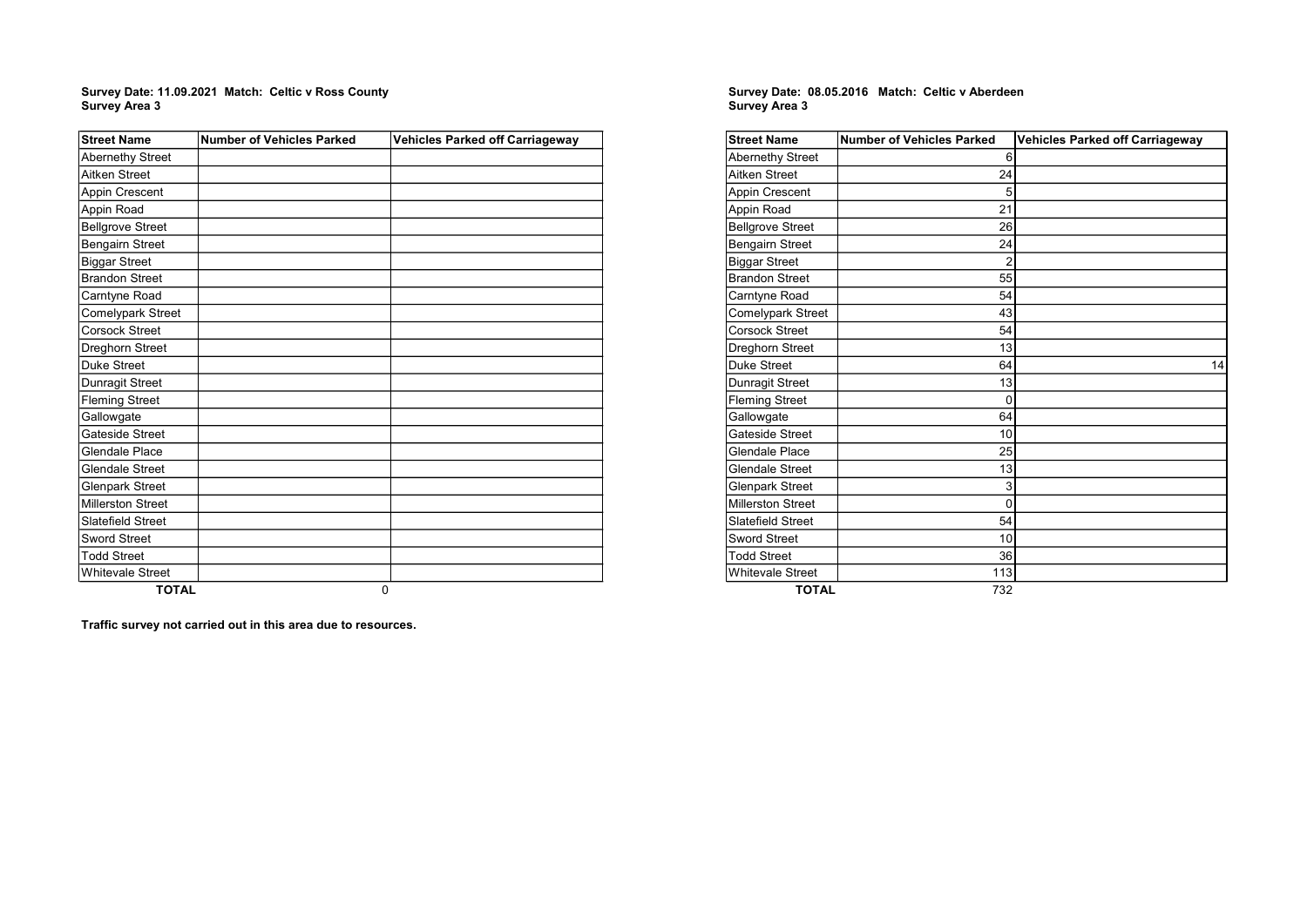**Survey Date: 11.09.2021 Match: Celtic v Ross County**
**Survey Area 3**

| Street Name | Number of Vehicles Parked | Vehicles Parked off Carriageway |
|---|---|---|
| Abernethy Street | | |
| Aitken Street | | |
| Appin Crescent | | |
| Appin Road | | |
| Bellgrove Street | | |
| Bengairn Street | | |
| Biggar Street | | |
| Brandon Street | | |
| Carntyne Road | | |
| Comelypark Street | | |
| Corsock Street | | |
| Dreghorn Street | | |
| Duke Street | | |
| Dunragit Street | | |
| Fleming Street | | |
| Gallowgate | | |
| Gateside Street | | |
| Glendale Place | | |
| Glendale Street | | |
| Glenpark Street | | |
| Millerston Street | | |
| Slatefield Street | | |
| Sword Street | | |
| Todd Street | | |
| Whitevale Street | | |
| **TOTAL** | 0 | |

**Traffic survey not carried out in this area due to resources.**

**Survey Date: 08.05.2016 Match: Celtic v Aberdeen**
**Survey Area 3**

| Street Name | Number of Vehicles Parked | Vehicles Parked off Carriageway |
|---|---|---|
| Abernethy Street | 6 | |
| Aitken Street | 24 | |
| Appin Crescent | 5 | |
| Appin Road | 21 | |
| Bellgrove Street | 26 | |
| Bengairn Street | 24 | |
| Biggar Street | 2 | |
| Brandon Street | 55 | |
| Carntyne Road | 54 | |
| Comelypark Street | 43 | |
| Corsock Street | 54 | |
| Dreghorn Street | 13 | |
| Duke Street | 64 | 14 |
| Dunragit Street | 13 | |
| Fleming Street | 0 | |
| Gallowgate | 64 | |
| Gateside Street | 10 | |
| Glendale Place | 25 | |
| Glendale Street | 13 | |
| Glenpark Street | 3 | |
| Millerston Street | 0 | |
| Slatefield Street | 54 | |
| Sword Street | 10 | |
| Todd Street | 36 | |
| Whitevale Street | 113 | |
| **TOTAL** | 732 | |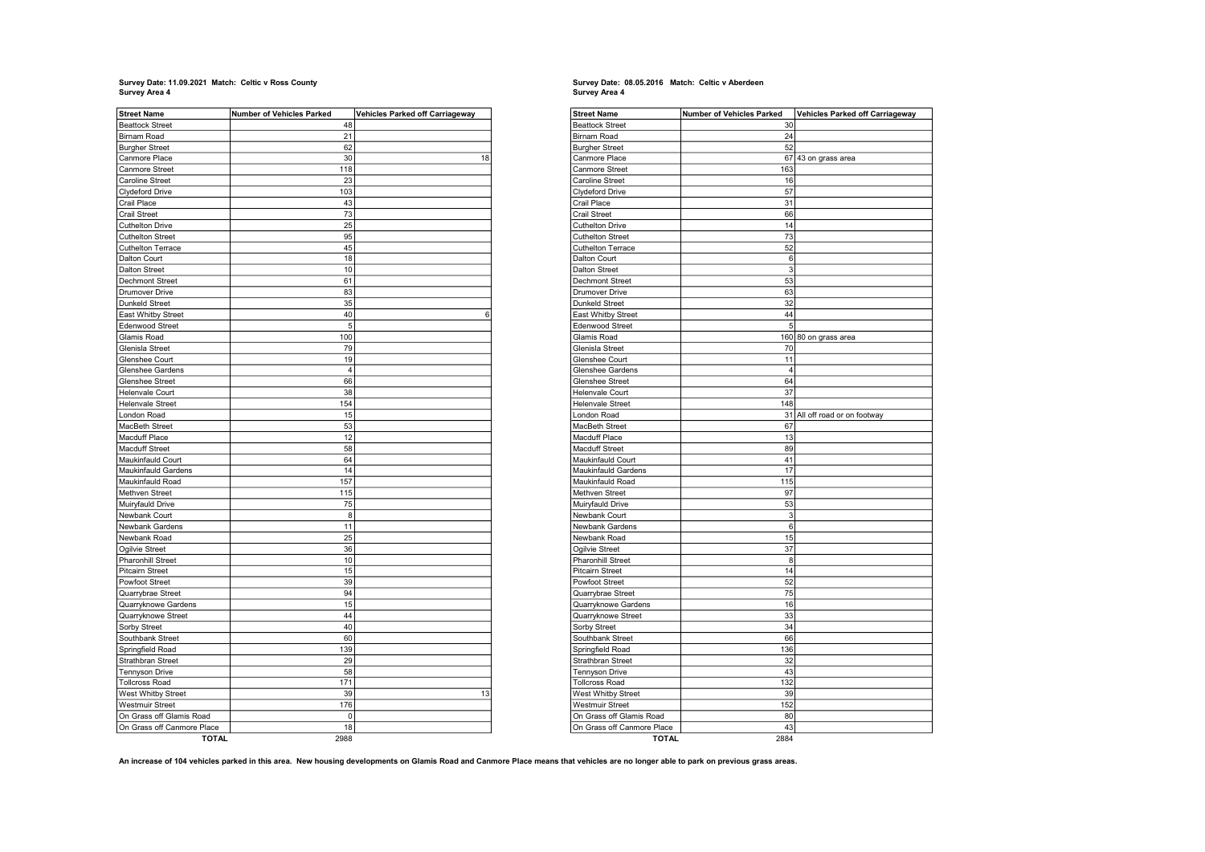**Survey Date: 11.09.2021 Match: Celtic v Ross County**
**Survey Area 4**

| Street Name | Number of Vehicles Parked | Vehicles Parked off Carriageway |
|---|---|---|
| Beattock Street | 48 | |
| Birnam Road | 21 | |
| Burgher Street | 62 | |
| Canmore Place | 30 | 18 |
| Canmore Street | 118 | |
| Caroline Street | 23 | |
| Clydeford Drive | 103 | |
| Crail Place | 43 | |
| Crail Street | 73 | |
| Cuthelton Drive | 25 | |
| Cuthelton Street | 95 | |
| Cuthelton Terrace | 45 | |
| Dalton Court | 18 | |
| Dalton Street | 10 | |
| Dechmont Street | 61 | |
| Drumover Drive | 83 | |
| Dunkeld Street | 35 | |
| East Whitby Street | 40 | 6 |
| Edenwood Street | 5 | |
| Glamis Road | 100 | |
| Glenisla Street | 79 | |
| Glenshee Court | 19 | |
| Glenshee Gardens | 4 | |
| Glenshee Street | 66 | |
| Helenvale Court | 38 | |
| Helenvale Street | 154 | |
| London Road | 15 | |
| MacBeth Street | 53 | |
| Macduff Place | 12 | |
| Macduff Street | 58 | |
| Maukinfauld Court | 64 | |
| Maukinfauld Gardens | 14 | |
| Maukinfauld Road | 157 | |
| Methven Street | 115 | |
| Muiryfauld Drive | 75 | |
| Newbank Court | 8 | |
| Newbank Gardens | 11 | |
| Newbank Road | 25 | |
| Ogilvie Street | 36 | |
| Pharonhill Street | 10 | |
| Pitcairn Street | 15 | |
| Powfoot Street | 39 | |
| Quarrybrae Street | 94 | |
| Quarryknowe Gardens | 15 | |
| Quarryknowe Street | 44 | |
| Sorby Street | 40 | |
| Southbank Street | 60 | |
| Springfield Road | 139 | |
| Strathbran Street | 29 | |
| Tennyson Drive | 58 | |
| Tollcross Road | 171 | |
| West Whitby Street | 39 | 13 |
| Westmuir Street | 176 | |
| On Grass off Glamis Road | 0 | |
| On Grass off Canmore Place | 18 | |
| **TOTAL** | 2988 | |

**Survey Date: 08.05.2016 Match: Celtic v Aberdeen**
**Survey Area 4**

| Street Name | Number of Vehicles Parked | Vehicles Parked off Carriageway |
|---|---|---|
| Beattock Street | 30 | |
| Birnam Road | 24 | |
| Burgher Street | 52 | |
| Canmore Place | 67 | 43 on grass area |
| Canmore Street | 163 | |
| Caroline Street | 16 | |
| Clydeford Drive | 57 | |
| Crail Place | 31 | |
| Crail Street | 66 | |
| Cuthelton Drive | 14 | |
| Cuthelton Street | 73 | |
| Cuthelton Terrace | 52 | |
| Dalton Court | 6 | |
| Dalton Street | 3 | |
| Dechmont Street | 53 | |
| Drumover Drive | 63 | |
| Dunkeld Street | 32 | |
| East Whitby Street | 44 | |
| Edenwood Street | 5 | |
| Glamis Road | 160 | 80 on grass area |
| Glenisla Street | 70 | |
| Glenshee Court | 11 | |
| Glenshee Gardens | 4 | |
| Glenshee Street | 64 | |
| Helenvale Court | 37 | |
| Helenvale Street | 148 | |
| London Road | 31 | All off road or on footway |
| MacBeth Street | 67 | |
| Macduff Place | 13 | |
| Macduff Street | 89 | |
| Maukinfauld Court | 41 | |
| Maukinfauld Gardens | 17 | |
| Maukinfauld Road | 115 | |
| Methven Street | 97 | |
| Muiryfauld Drive | 53 | |
| Newbank Court | 3 | |
| Newbank Gardens | 6 | |
| Newbank Road | 15 | |
| Ogilvie Street | 37 | |
| Pharonhill Street | 8 | |
| Pitcairn Street | 14 | |
| Powfoot Street | 52 | |
| Quarrybrae Street | 75 | |
| Quarryknowe Gardens | 16 | |
| Quarryknowe Street | 33 | |
| Sorby Street | 34 | |
| Southbank Street | 66 | |
| Springfield Road | 136 | |
| Strathbran Street | 32 | |
| Tennyson Drive | 43 | |
| Tollcross Road | 132 | |
| West Whitby Street | 39 | |
| Westmuir Street | 152 | |
| On Grass off Glamis Road | 80 | |
| On Grass off Canmore Place | 43 | |
| **TOTAL** | 2884 | |

**An increase of 104 vehicles parked in this area. New housing developments on Glamis Road and Canmore Place means that vehicles are no longer able to park on previous grass areas.**